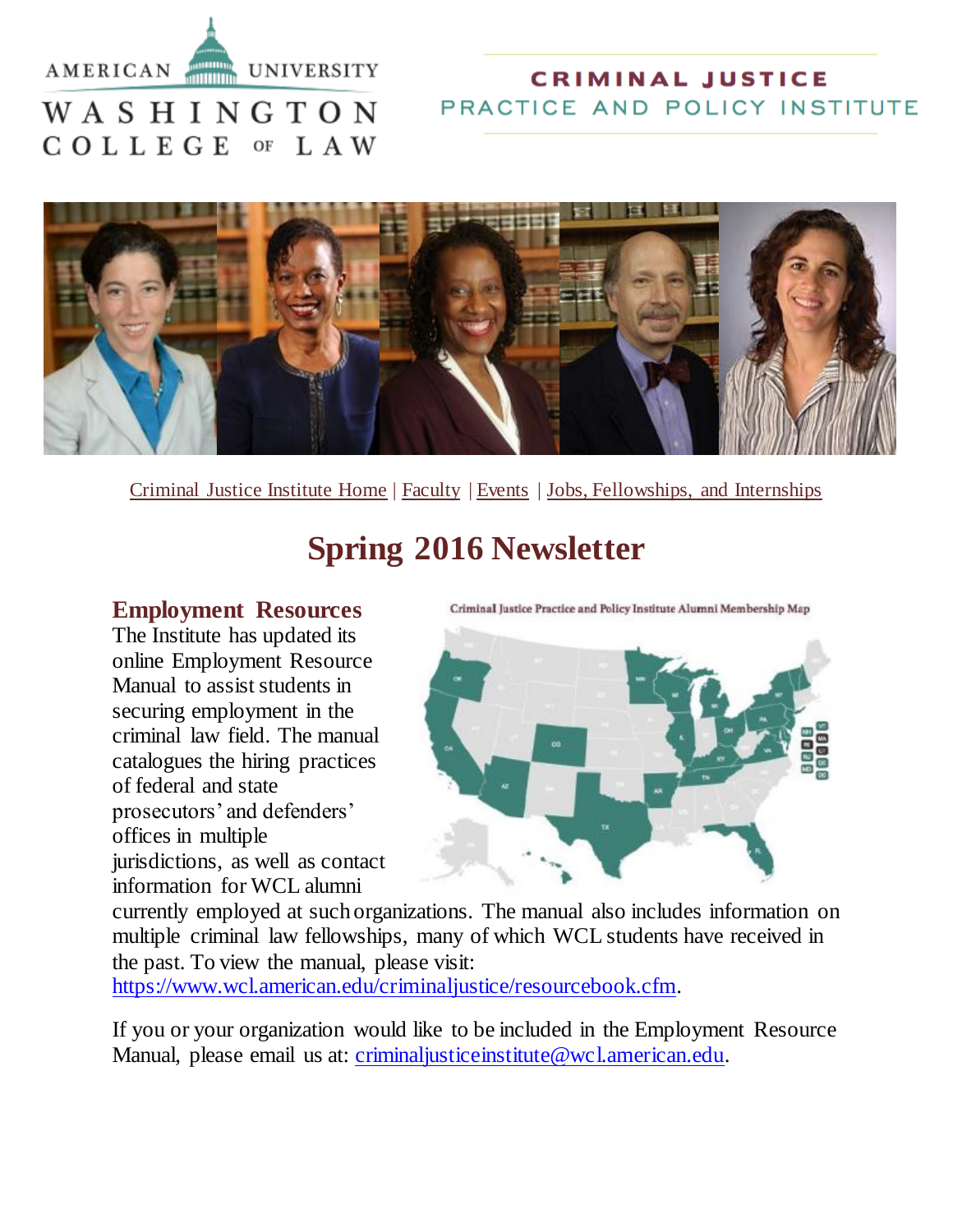AMERICAN UNIVERSITY
WASHINGTON COLLEGE OF LAW

CRIMINAL JUSTICE
PRACTICE AND POLICY INSTITUTE

Criminal Justice Institute Home | Faculty | Events | Jobs, Fellowships, and Internships

# Spring 2016 Newsletter

## Employment Resources

Criminal Justice Practice and Policy Institute Alumni Membership Map

The Institute has updated its online Employment Resource Manual to assist students in securing employment in the criminal law field. The manual catalogues the hiring practices of federal and state prosecutors' and defenders' offices in multiple jurisdictions, as well as contact information for WCL alumni currently employed at such organizations. The manual also includes information on multiple criminal law fellowships, many of which WCL students have received in the past. To view the manual, please visit: https://www.wcl.american.edu/criminaljustice/resourcebook.cfm.

If you or your organization would like to be included in the Employment Resource Manual, please email us at: criminaljusticeinstitute@wcl.american.edu.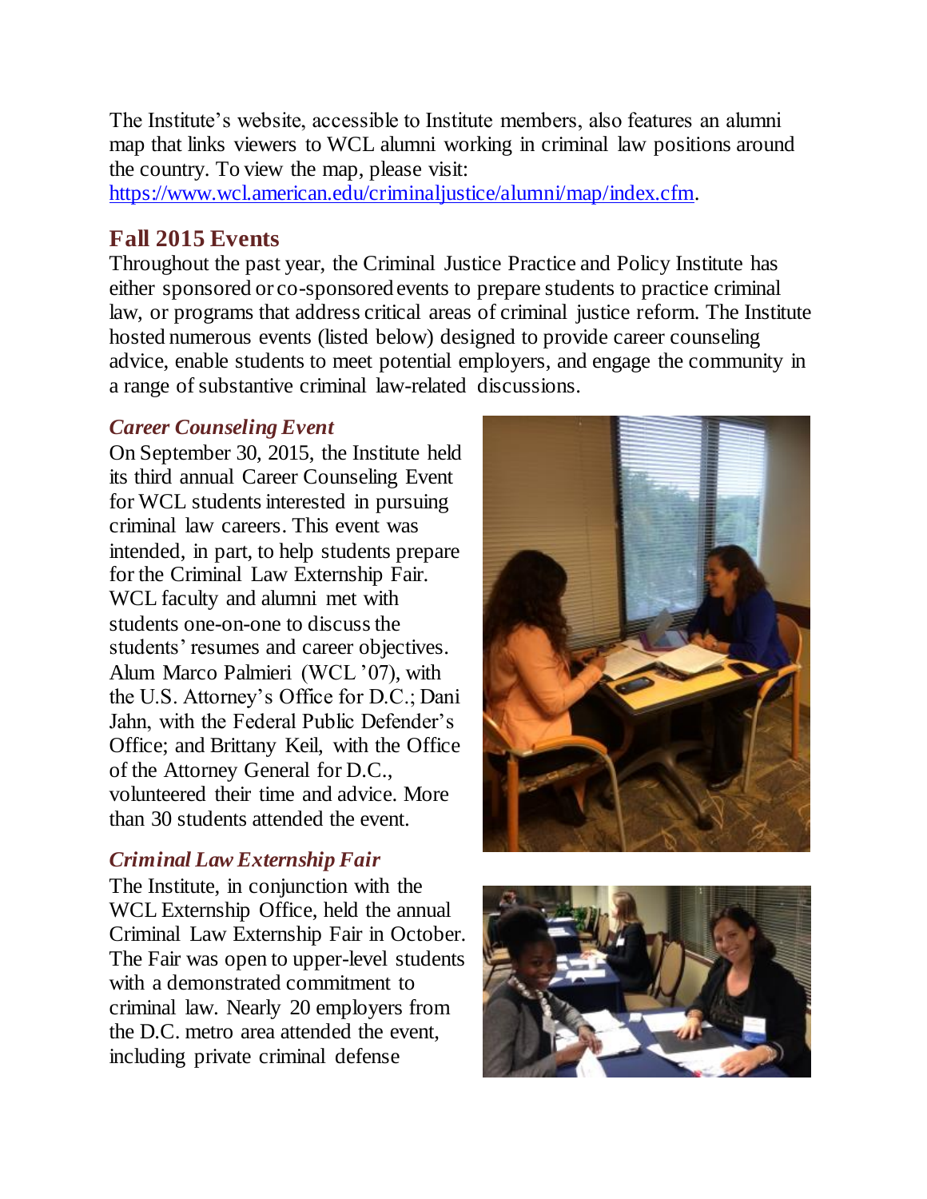The Institute's website, accessible to Institute members, also features an alumni map that links viewers to WCL alumni working in criminal law positions around the country. To view the map, please visit: https://www.wcl.american.edu/criminaljustice/alumni/map/index.cfm.

## Fall 2015 Events

Throughout the past year, the Criminal Justice Practice and Policy Institute has either sponsored or co-sponsored events to prepare students to practice criminal law, or programs that address critical areas of criminal justice reform. The Institute hosted numerous events (listed below) designed to provide career counseling advice, enable students to meet potential employers, and engage the community in a range of substantive criminal law-related discussions.

### *Career Counseling Event*

On September 30, 2015, the Institute held its third annual Career Counseling Event for WCL students interested in pursuing criminal law careers. This event was intended, in part, to help students prepare for the Criminal Law Externship Fair. WCL faculty and alumni met with students one-on-one to discuss the students' resumes and career objectives. Alum Marco Palmieri (WCL '07), with the U.S. Attorney's Office for D.C.; Dani Jahn, with the Federal Public Defender's Office; and Brittany Keil, with the Office of the Attorney General for D.C., volunteered their time and advice. More than 30 students attended the event.

### *Criminal Law Externship Fair*

The Institute, in conjunction with the WCL Externship Office, held the annual Criminal Law Externship Fair in October. The Fair was open to upper-level students with a demonstrated commitment to criminal law. Nearly 20 employers from the D.C. metro area attended the event, including private criminal defense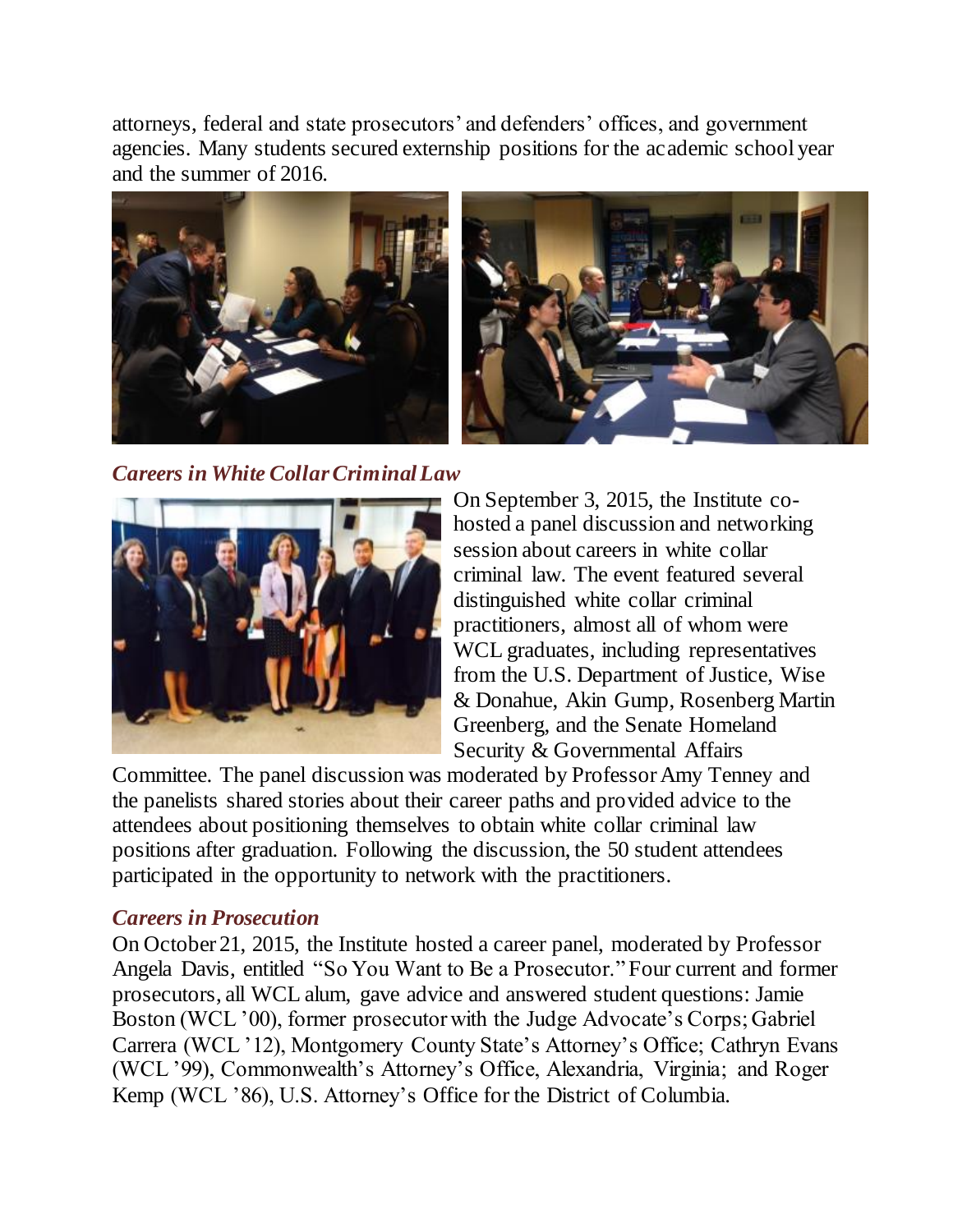attorneys, federal and state prosecutors' and defenders' offices, and government agencies. Many students secured externship positions for the academic school year and the summer of 2016.

### *Careers in White Collar Criminal Law*

On September 3, 2015, the Institute co-hosted a panel discussion and networking session about careers in white collar criminal law. The event featured several distinguished white collar criminal practitioners, almost all of whom were WCL graduates, including representatives from the U.S. Department of Justice, Wise & Donahue, Akin Gump, Rosenberg Martin Greenberg, and the Senate Homeland Security & Governmental Affairs Committee. The panel discussion was moderated by Professor Amy Tenney and the panelists shared stories about their career paths and provided advice to the attendees about positioning themselves to obtain white collar criminal law positions after graduation. Following the discussion, the 50 student attendees participated in the opportunity to network with the practitioners.

### *Careers in Prosecution*

On October 21, 2015, the Institute hosted a career panel, moderated by Professor Angela Davis, entitled "So You Want to Be a Prosecutor." Four current and former prosecutors, all WCL alum, gave advice and answered student questions: Jamie Boston (WCL '00), former prosecutor with the Judge Advocate's Corps; Gabriel Carrera (WCL '12), Montgomery County State's Attorney's Office; Cathryn Evans (WCL '99), Commonwealth's Attorney's Office, Alexandria, Virginia; and Roger Kemp (WCL '86), U.S. Attorney's Office for the District of Columbia.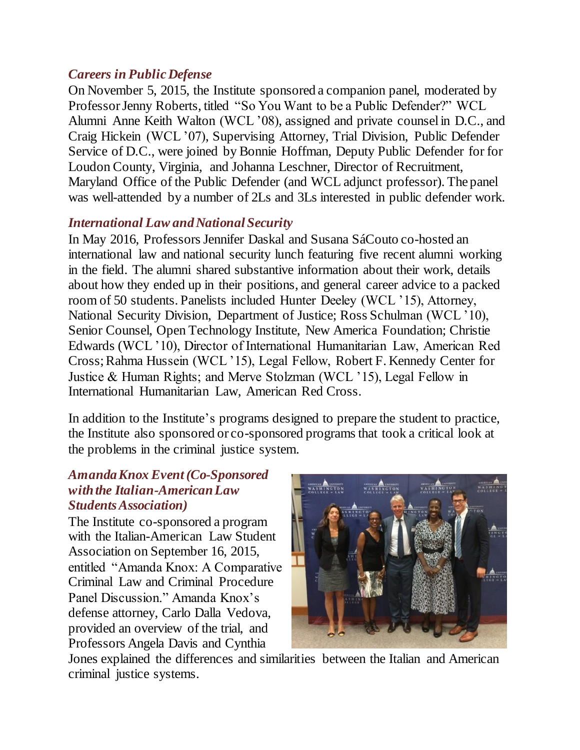### *Careers in Public Defense*

On November 5, 2015, the Institute sponsored a companion panel, moderated by Professor Jenny Roberts, titled "So You Want to be a Public Defender?" WCL Alumni Anne Keith Walton (WCL '08), assigned and private counsel in D.C., and Craig Hickein (WCL '07), Supervising Attorney, Trial Division, Public Defender Service of D.C., were joined by Bonnie Hoffman, Deputy Public Defender for for Loudon County, Virginia, and Johanna Leschner, Director of Recruitment, Maryland Office of the Public Defender (and WCL adjunct professor). The panel was well-attended by a number of 2Ls and 3Ls interested in public defender work.

### *International Law and National Security*

In May 2016, Professors Jennifer Daskal and Susana SáCouto co-hosted an international law and national security lunch featuring five recent alumni working in the field. The alumni shared substantive information about their work, details about how they ended up in their positions, and general career advice to a packed room of 50 students. Panelists included Hunter Deeley (WCL '15), Attorney, National Security Division, Department of Justice; Ross Schulman (WCL '10), Senior Counsel, Open Technology Institute, New America Foundation; Christie Edwards (WCL '10), Director of International Humanitarian Law, American Red Cross; Rahma Hussein (WCL '15), Legal Fellow, Robert F. Kennedy Center for Justice & Human Rights; and Merve Stolzman (WCL '15), Legal Fellow in International Humanitarian Law, American Red Cross.

In addition to the Institute's programs designed to prepare the student to practice, the Institute also sponsored or co-sponsored programs that took a critical look at the problems in the criminal justice system.

### *Amanda Knox Event (Co-Sponsored with the Italian-American Law Students Association)*

The Institute co-sponsored a program with the Italian-American Law Student Association on September 16, 2015, entitled "Amanda Knox: A Comparative Criminal Law and Criminal Procedure Panel Discussion." Amanda Knox's defense attorney, Carlo Dalla Vedova, provided an overview of the trial, and Professors Angela Davis and Cynthia Jones explained the differences and similarities between the Italian and American criminal justice systems.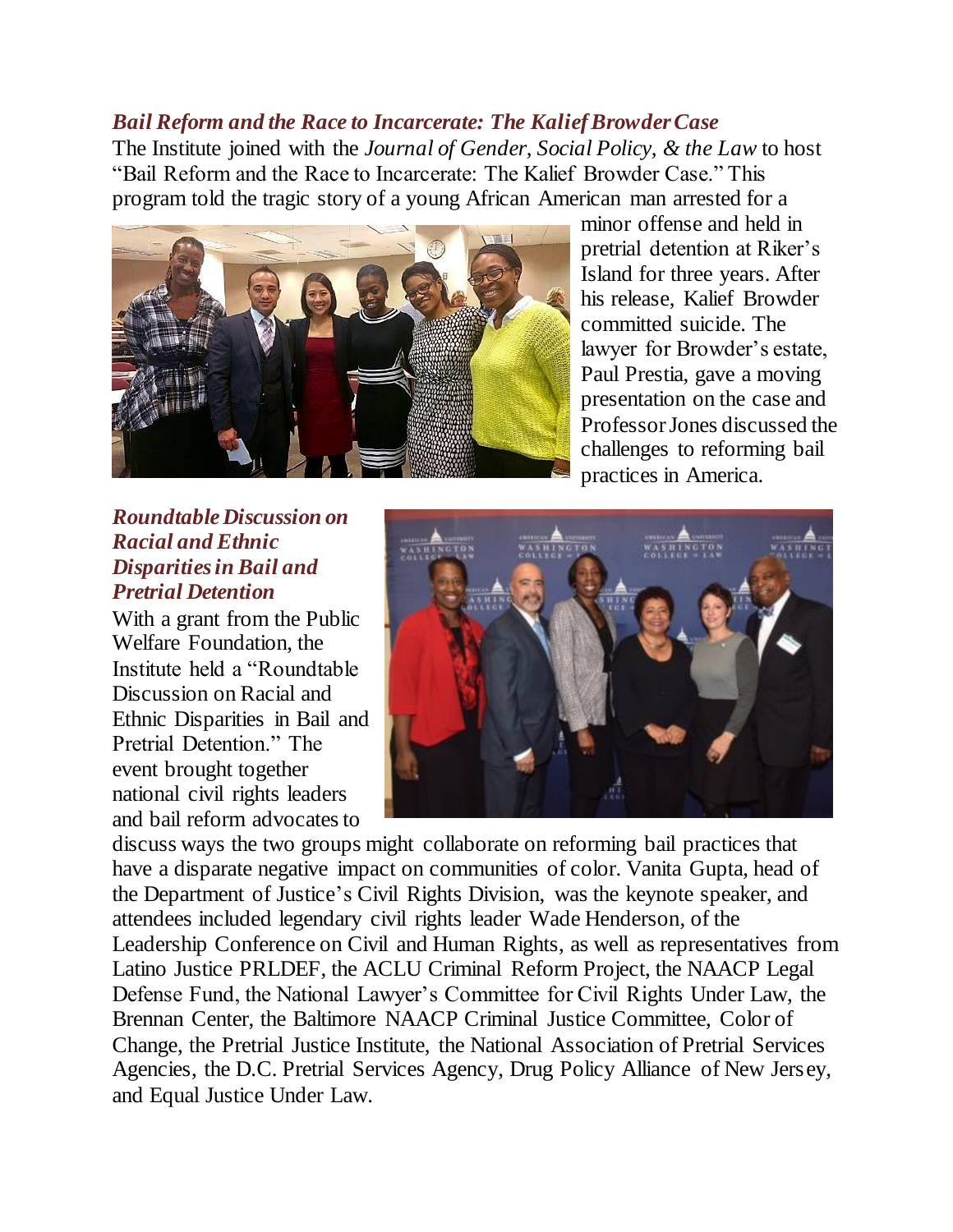### *Bail Reform and the Race to Incarcerate: The Kalief Browder Case*

The Institute joined with the *Journal of Gender, Social Policy, & the Law* to host "Bail Reform and the Race to Incarcerate: The Kalief Browder Case." This program told the tragic story of a young African American man arrested for a minor offense and held in pretrial detention at Riker's Island for three years. After his release, Kalief Browder committed suicide. The lawyer for Browder's estate, Paul Prestia, gave a moving presentation on the case and Professor Jones discussed the challenges to reforming bail practices in America.

### *Roundtable Discussion on Racial and Ethnic Disparities in Bail and Pretrial Detention*

With a grant from the Public Welfare Foundation, the Institute held a "Roundtable Discussion on Racial and Ethnic Disparities in Bail and Pretrial Detention." The event brought together national civil rights leaders and bail reform advocates to discuss ways the two groups might collaborate on reforming bail practices that have a disparate negative impact on communities of color. Vanita Gupta, head of the Department of Justice's Civil Rights Division, was the keynote speaker, and attendees included legendary civil rights leader Wade Henderson, of the Leadership Conference on Civil and Human Rights, as well as representatives from Latino Justice PRLDEF, the ACLU Criminal Reform Project, the NAACP Legal Defense Fund, the National Lawyer's Committee for Civil Rights Under Law, the Brennan Center, the Baltimore NAACP Criminal Justice Committee, Color of Change, the Pretrial Justice Institute, the National Association of Pretrial Services Agencies, the D.C. Pretrial Services Agency, Drug Policy Alliance of New Jersey, and Equal Justice Under Law.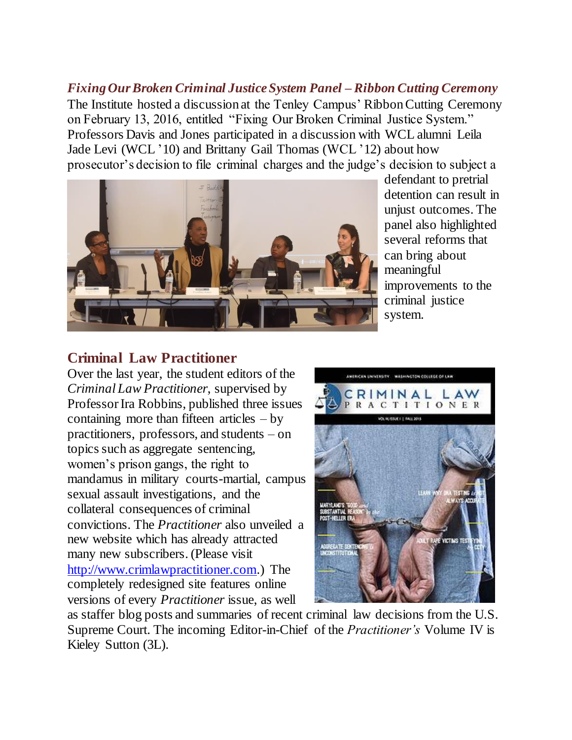### *Fixing Our Broken Criminal Justice System Panel – Ribbon Cutting Ceremony*

The Institute hosted a discussion at the Tenley Campus' Ribbon Cutting Ceremony on February 13, 2016, entitled "Fixing Our Broken Criminal Justice System." Professors Davis and Jones participated in a discussion with WCL alumni Leila Jade Levi (WCL '10) and Brittany Gail Thomas (WCL '12) about how prosecutor's decision to file criminal charges and the judge's decision to subject a defendant to pretrial detention can result in unjust outcomes. The panel also highlighted several reforms that can bring about meaningful improvements to the criminal justice system.

## Criminal Law Practitioner

Over the last year, the student editors of the *Criminal Law Practitioner*, supervised by Professor Ira Robbins, published three issues containing more than fifteen articles – by practitioners, professors, and students – on topics such as aggregate sentencing, women's prison gangs, the right to mandamus in military courts-martial, campus sexual assault investigations, and the collateral consequences of criminal convictions. The *Practitioner* also unveiled a new website which has already attracted many new subscribers. (Please visit http://www.crimlawpractitioner.com.) The completely redesigned site features online versions of every *Practitioner* issue, as well as staffer blog posts and summaries of recent criminal law decisions from the U.S. Supreme Court. The incoming Editor-in-Chief of the *Practitioner's* Volume IV is Kieley Sutton (3L).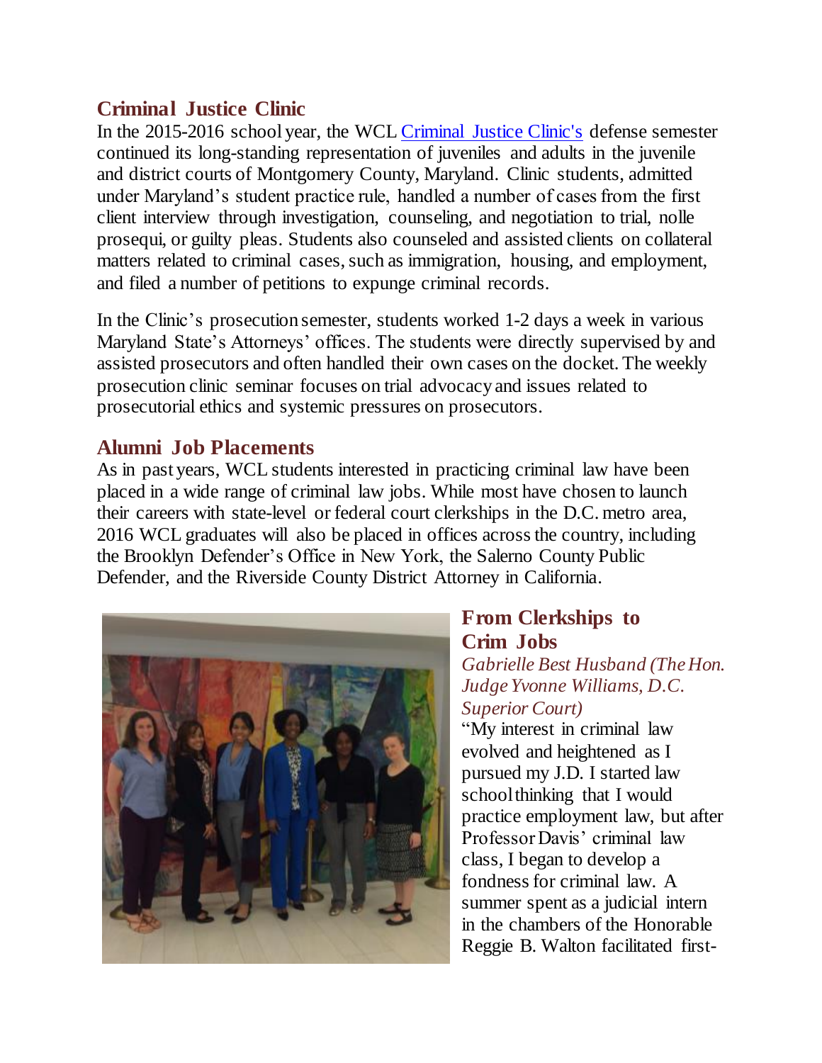## Criminal Justice Clinic

In the 2015-2016 school year, the WCL [Criminal Justice Clinic's]() defense semester continued its long-standing representation of juveniles and adults in the juvenile and district courts of Montgomery County, Maryland. Clinic students, admitted under Maryland's student practice rule, handled a number of cases from the first client interview through investigation, counseling, and negotiation to trial, nolle prosequi, or guilty pleas. Students also counseled and assisted clients on collateral matters related to criminal cases, such as immigration, housing, and employment, and filed a number of petitions to expunge criminal records.

In the Clinic's prosecution semester, students worked 1-2 days a week in various Maryland State's Attorneys' offices. The students were directly supervised by and assisted prosecutors and often handled their own cases on the docket. The weekly prosecution clinic seminar focuses on trial advocacy and issues related to prosecutorial ethics and systemic pressures on prosecutors.

## Alumni Job Placements

As in past years, WCL students interested in practicing criminal law have been placed in a wide range of criminal law jobs. While most have chosen to launch their careers with state-level or federal court clerkships in the D.C. metro area, 2016 WCL graduates will also be placed in offices across the country, including the Brooklyn Defender's Office in New York, the Salerno County Public Defender, and the Riverside County District Attorney in California.

## From Clerkships to Crim Jobs

*Gabrielle Best Husband (The Hon. Judge Yvonne Williams, D.C. Superior Court)*

"My interest in criminal law evolved and heightened as I pursued my J.D. I started law school thinking that I would practice employment law, but after Professor Davis' criminal law class, I began to develop a fondness for criminal law. A summer spent as a judicial intern in the chambers of the Honorable Reggie B. Walton facilitated first-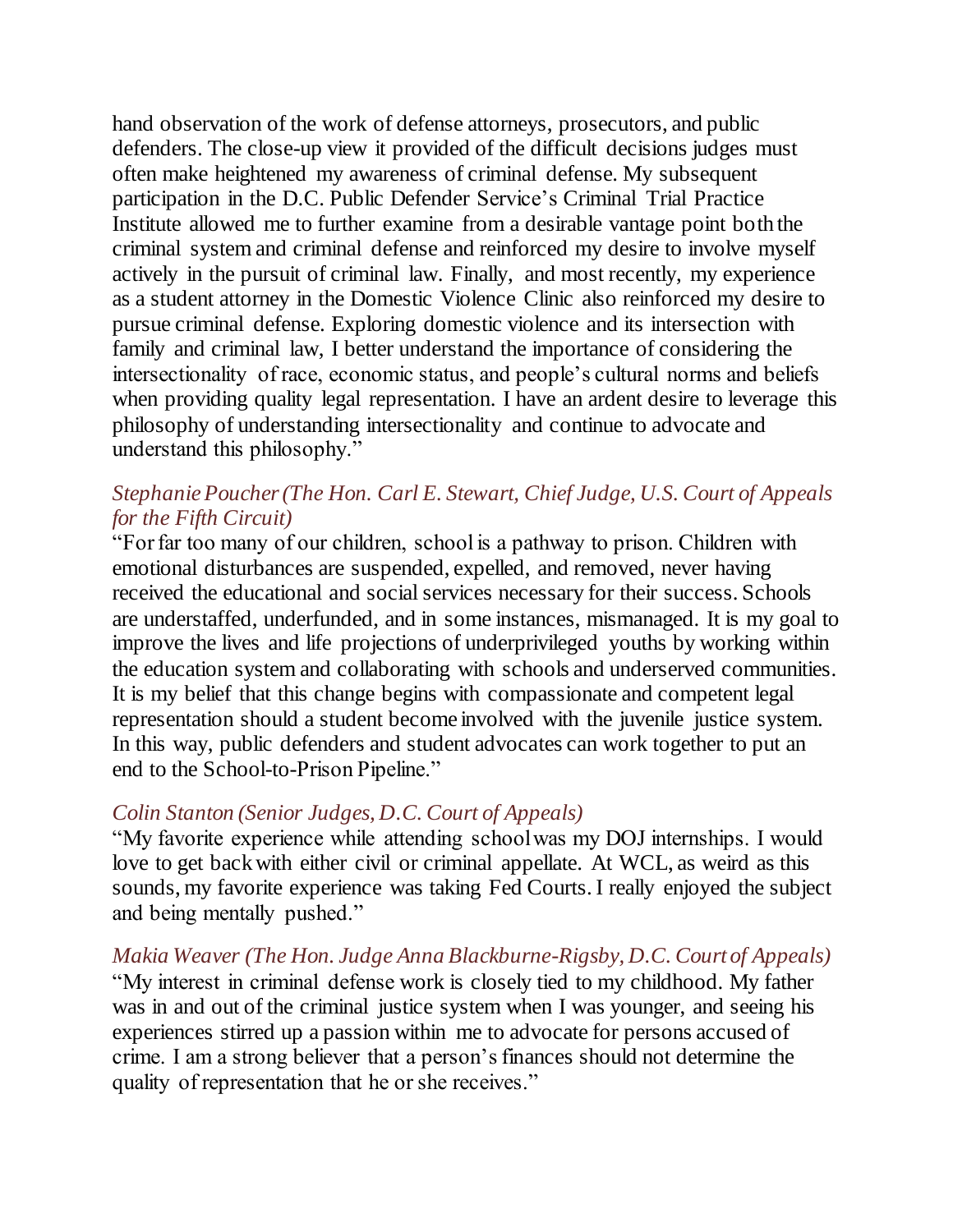hand observation of the work of defense attorneys, prosecutors, and public defenders. The close-up view it provided of the difficult decisions judges must often make heightened my awareness of criminal defense. My subsequent participation in the D.C. Public Defender Service's Criminal Trial Practice Institute allowed me to further examine from a desirable vantage point both the criminal system and criminal defense and reinforced my desire to involve myself actively in the pursuit of criminal law. Finally, and most recently, my experience as a student attorney in the Domestic Violence Clinic also reinforced my desire to pursue criminal defense. Exploring domestic violence and its intersection with family and criminal law, I better understand the importance of considering the intersectionality of race, economic status, and people's cultural norms and beliefs when providing quality legal representation. I have an ardent desire to leverage this philosophy of understanding intersectionality and continue to advocate and understand this philosophy."

*Stephanie Poucher (The Hon. Carl E. Stewart, Chief Judge, U.S. Court of Appeals for the Fifth Circuit)*

"For far too many of our children, school is a pathway to prison. Children with emotional disturbances are suspended, expelled, and removed, never having received the educational and social services necessary for their success. Schools are understaffed, underfunded, and in some instances, mismanaged. It is my goal to improve the lives and life projections of underprivileged youths by working within the education system and collaborating with schools and underserved communities. It is my belief that this change begins with compassionate and competent legal representation should a student become involved with the juvenile justice system. In this way, public defenders and student advocates can work together to put an end to the School-to-Prison Pipeline."

*Colin Stanton (Senior Judges, D.C. Court of Appeals)*

"My favorite experience while attending school was my DOJ internships. I would love to get back with either civil or criminal appellate. At WCL, as weird as this sounds, my favorite experience was taking Fed Courts. I really enjoyed the subject and being mentally pushed."

*Makia Weaver (The Hon. Judge Anna Blackburne-Rigsby, D.C. Court of Appeals)*

"My interest in criminal defense work is closely tied to my childhood. My father was in and out of the criminal justice system when I was younger, and seeing his experiences stirred up a passion within me to advocate for persons accused of crime. I am a strong believer that a person's finances should not determine the quality of representation that he or she receives."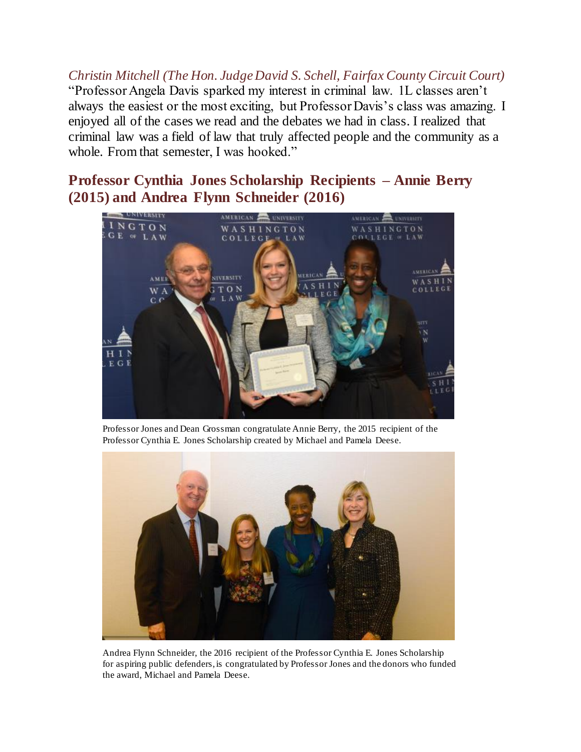*Christin Mitchell (The Hon. Judge David S. Schell, Fairfax County Circuit Court)*
"Professor Angela Davis sparked my interest in criminal law. 1L classes aren't always the easiest or the most exciting, but Professor Davis's class was amazing. I enjoyed all of the cases we read and the debates we had in class. I realized that criminal law was a field of law that truly affected people and the community as a whole. From that semester, I was hooked."

## Professor Cynthia Jones Scholarship Recipients – Annie Berry (2015) and Andrea Flynn Schneider (2016)

Professor Jones and Dean Grossman congratulate Annie Berry, the 2015 recipient of the Professor Cynthia E. Jones Scholarship created by Michael and Pamela Deese.

Andrea Flynn Schneider, the 2016 recipient of the Professor Cynthia E. Jones Scholarship for aspiring public defenders, is congratulated by Professor Jones and the donors who funded the award, Michael and Pamela Deese.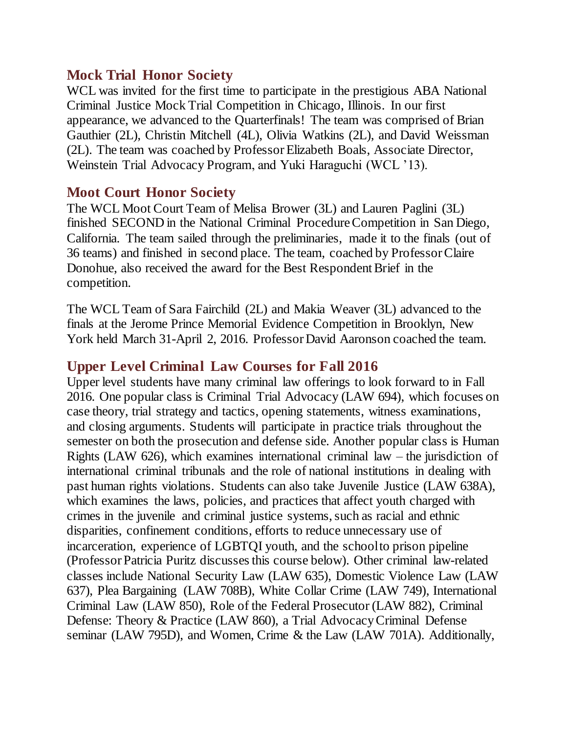## Mock Trial Honor Society

WCL was invited for the first time to participate in the prestigious ABA National Criminal Justice Mock Trial Competition in Chicago, Illinois. In our first appearance, we advanced to the Quarterfinals! The team was comprised of Brian Gauthier (2L), Christin Mitchell (4L), Olivia Watkins (2L), and David Weissman (2L). The team was coached by Professor Elizabeth Boals, Associate Director, Weinstein Trial Advocacy Program, and Yuki Haraguchi (WCL '13).

## Moot Court Honor Society

The WCL Moot Court Team of Melisa Brower (3L) and Lauren Paglini (3L) finished SECOND in the National Criminal Procedure Competition in San Diego, California. The team sailed through the preliminaries, made it to the finals (out of 36 teams) and finished in second place. The team, coached by Professor Claire Donohue, also received the award for the Best Respondent Brief in the competition.

The WCL Team of Sara Fairchild (2L) and Makia Weaver (3L) advanced to the finals at the Jerome Prince Memorial Evidence Competition in Brooklyn, New York held March 31-April 2, 2016. Professor David Aaronson coached the team.

## Upper Level Criminal Law Courses for Fall 2016

Upper level students have many criminal law offerings to look forward to in Fall 2016. One popular class is Criminal Trial Advocacy (LAW 694), which focuses on case theory, trial strategy and tactics, opening statements, witness examinations, and closing arguments. Students will participate in practice trials throughout the semester on both the prosecution and defense side. Another popular class is Human Rights (LAW 626), which examines international criminal law – the jurisdiction of international criminal tribunals and the role of national institutions in dealing with past human rights violations. Students can also take Juvenile Justice (LAW 638A), which examines the laws, policies, and practices that affect youth charged with crimes in the juvenile and criminal justice systems, such as racial and ethnic disparities, confinement conditions, efforts to reduce unnecessary use of incarceration, experience of LGBTQI youth, and the school to prison pipeline (Professor Patricia Puritz discusses this course below). Other criminal law-related classes include National Security Law (LAW 635), Domestic Violence Law (LAW 637), Plea Bargaining (LAW 708B), White Collar Crime (LAW 749), International Criminal Law (LAW 850), Role of the Federal Prosecutor (LAW 882), Criminal Defense: Theory & Practice (LAW 860), a Trial Advocacy Criminal Defense seminar (LAW 795D), and Women, Crime & the Law (LAW 701A). Additionally,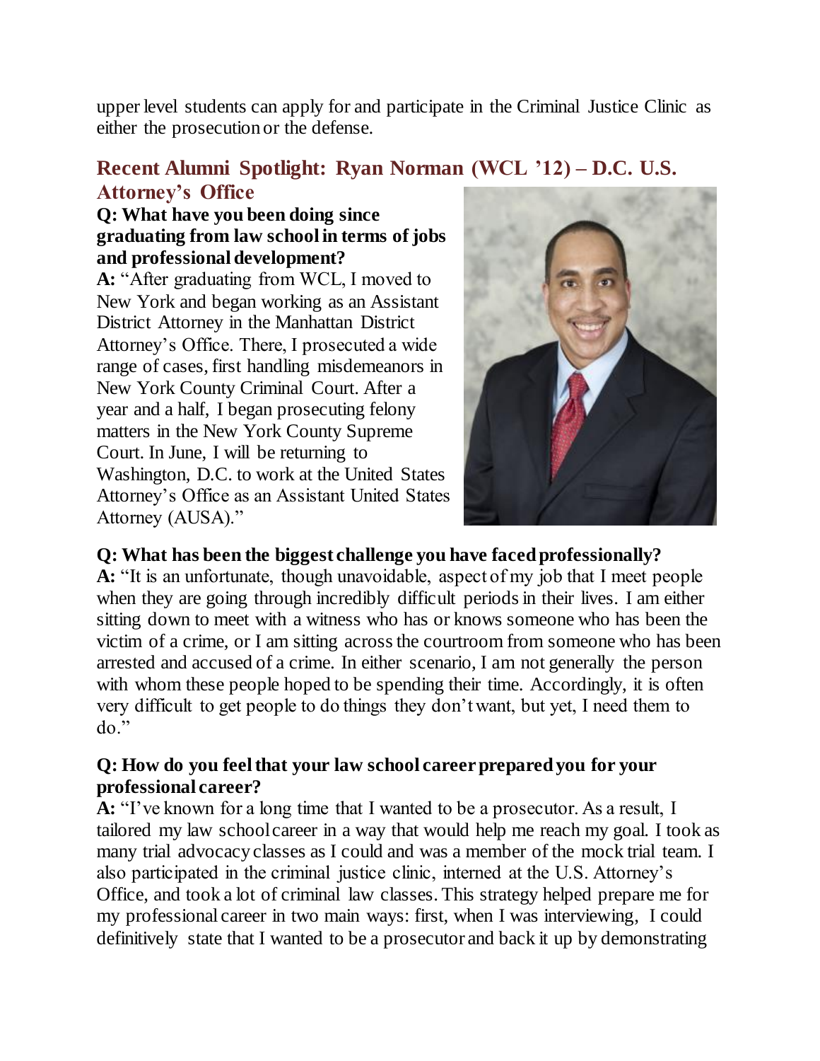upper level students can apply for and participate in the Criminal Justice Clinic as either the prosecution or the defense.

## Recent Alumni Spotlight: Ryan Norman (WCL '12) – D.C. U.S. Attorney's Office

**Q: What have you been doing since graduating from law school in terms of jobs and professional development?**

**A:** "After graduating from WCL, I moved to New York and began working as an Assistant District Attorney in the Manhattan District Attorney's Office. There, I prosecuted a wide range of cases, first handling misdemeanors in New York County Criminal Court. After a year and a half, I began prosecuting felony matters in the New York County Supreme Court. In June, I will be returning to Washington, D.C. to work at the United States Attorney's Office as an Assistant United States Attorney (AUSA)."

**Q: What has been the biggest challenge you have faced professionally?**

**A:** "It is an unfortunate, though unavoidable, aspect of my job that I meet people when they are going through incredibly difficult periods in their lives. I am either sitting down to meet with a witness who has or knows someone who has been the victim of a crime, or I am sitting across the courtroom from someone who has been arrested and accused of a crime. In either scenario, I am not generally the person with whom these people hoped to be spending their time. Accordingly, it is often very difficult to get people to do things they don't want, but yet, I need them to do."

**Q: How do you feel that your law school career prepared you for your professional career?**

**A:** "I've known for a long time that I wanted to be a prosecutor. As a result, I tailored my law school career in a way that would help me reach my goal. I took as many trial advocacy classes as I could and was a member of the mock trial team. I also participated in the criminal justice clinic, interned at the U.S. Attorney's Office, and took a lot of criminal law classes. This strategy helped prepare me for my professional career in two main ways: first, when I was interviewing, I could definitively state that I wanted to be a prosecutor and back it up by demonstrating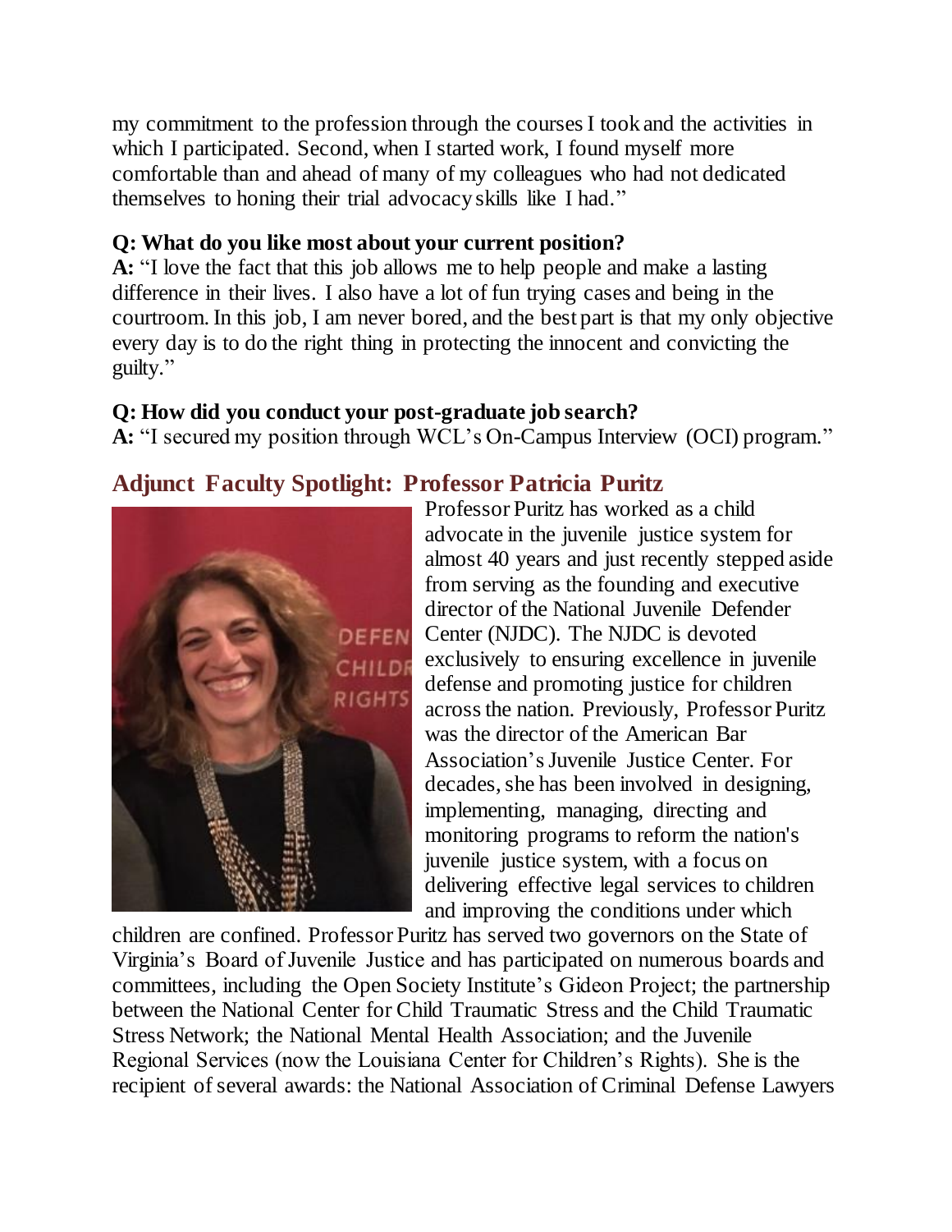my commitment to the profession through the courses I took and the activities in which I participated. Second, when I started work, I found myself more comfortable than and ahead of many of my colleagues who had not dedicated themselves to honing their trial advocacy skills like I had."

**Q: What do you like most about your current position?**

**A:** "I love the fact that this job allows me to help people and make a lasting difference in their lives. I also have a lot of fun trying cases and being in the courtroom. In this job, I am never bored, and the best part is that my only objective every day is to do the right thing in protecting the innocent and convicting the guilty."

**Q: How did you conduct your post-graduate job search?**

**A:** "I secured my position through WCL's On-Campus Interview (OCI) program."

## Adjunct Faculty Spotlight: Professor Patricia Puritz

Professor Puritz has worked as a child advocate in the juvenile justice system for almost 40 years and just recently stepped aside from serving as the founding and executive director of the National Juvenile Defender Center (NJDC). The NJDC is devoted exclusively to ensuring excellence in juvenile defense and promoting justice for children across the nation. Previously, Professor Puritz was the director of the American Bar Association's Juvenile Justice Center. For decades, she has been involved in designing, implementing, managing, directing and monitoring programs to reform the nation's juvenile justice system, with a focus on delivering effective legal services to children and improving the conditions under which children are confined. Professor Puritz has served two governors on the State of Virginia's Board of Juvenile Justice and has participated on numerous boards and committees, including the Open Society Institute's Gideon Project; the partnership between the National Center for Child Traumatic Stress and the Child Traumatic Stress Network; the National Mental Health Association; and the Juvenile Regional Services (now the Louisiana Center for Children's Rights). She is the recipient of several awards: the National Association of Criminal Defense Lawyers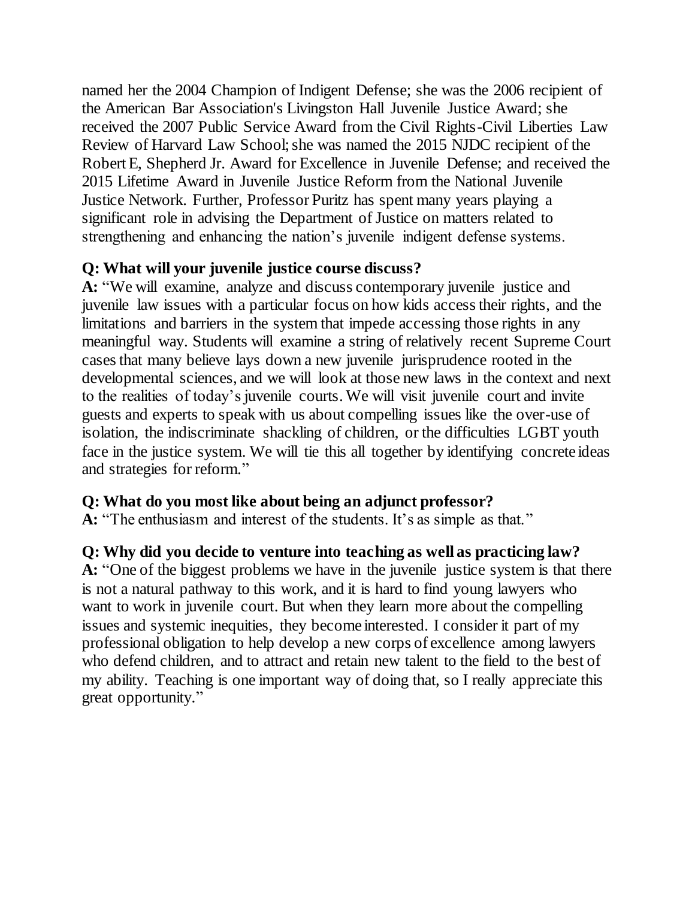named her the 2004 Champion of Indigent Defense; she was the 2006 recipient of the American Bar Association's Livingston Hall Juvenile Justice Award; she received the 2007 Public Service Award from the Civil Rights-Civil Liberties Law Review of Harvard Law School; she was named the 2015 NJDC recipient of the Robert E, Shepherd Jr. Award for Excellence in Juvenile Defense; and received the 2015 Lifetime Award in Juvenile Justice Reform from the National Juvenile Justice Network. Further, Professor Puritz has spent many years playing a significant role in advising the Department of Justice on matters related to strengthening and enhancing the nation's juvenile indigent defense systems.

**Q: What will your juvenile justice course discuss?**
**A:** "We will examine, analyze and discuss contemporary juvenile justice and juvenile law issues with a particular focus on how kids access their rights, and the limitations and barriers in the system that impede accessing those rights in any meaningful way. Students will examine a string of relatively recent Supreme Court cases that many believe lays down a new juvenile jurisprudence rooted in the developmental sciences, and we will look at those new laws in the context and next to the realities of today's juvenile courts. We will visit juvenile court and invite guests and experts to speak with us about compelling issues like the over-use of isolation, the indiscriminate shackling of children, or the difficulties LGBT youth face in the justice system. We will tie this all together by identifying concrete ideas and strategies for reform."

**Q: What do you most like about being an adjunct professor?**
**A:** "The enthusiasm and interest of the students. It's as simple as that."

**Q: Why did you decide to venture into teaching as well as practicing law?**
**A:** "One of the biggest problems we have in the juvenile justice system is that there is not a natural pathway to this work, and it is hard to find young lawyers who want to work in juvenile court. But when they learn more about the compelling issues and systemic inequities, they become interested. I consider it part of my professional obligation to help develop a new corps of excellence among lawyers who defend children, and to attract and retain new talent to the field to the best of my ability. Teaching is one important way of doing that, so I really appreciate this great opportunity."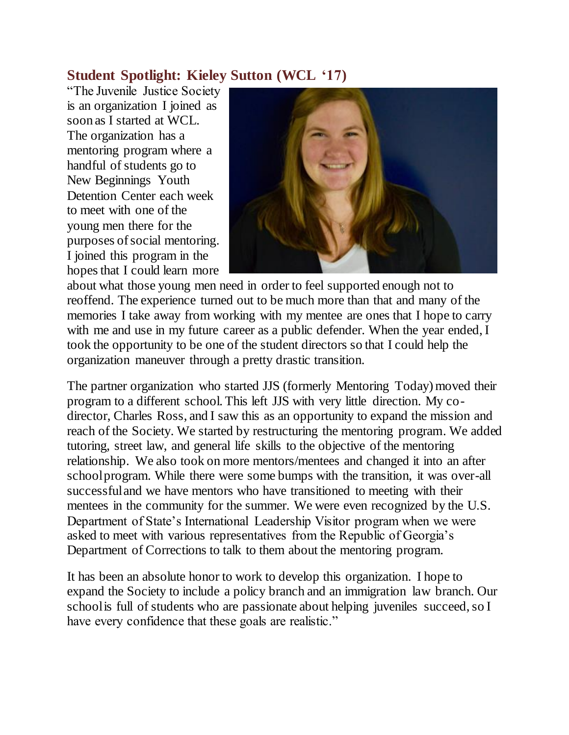## Student Spotlight: Kieley Sutton (WCL '17)

"The Juvenile Justice Society is an organization I joined as soon as I started at WCL. The organization has a mentoring program where a handful of students go to New Beginnings Youth Detention Center each week to meet with one of the young men there for the purposes of social mentoring. I joined this program in the hopes that I could learn more about what those young men need in order to feel supported enough not to reoffend. The experience turned out to be much more than that and many of the memories I take away from working with my mentee are ones that I hope to carry with me and use in my future career as a public defender. When the year ended, I took the opportunity to be one of the student directors so that I could help the organization maneuver through a pretty drastic transition.

The partner organization who started JJS (formerly Mentoring Today) moved their program to a different school. This left JJS with very little direction. My co-director, Charles Ross, and I saw this as an opportunity to expand the mission and reach of the Society. We started by restructuring the mentoring program. We added tutoring, street law, and general life skills to the objective of the mentoring relationship. We also took on more mentors/mentees and changed it into an after school program. While there were some bumps with the transition, it was over-all successful and we have mentors who have transitioned to meeting with their mentees in the community for the summer. We were even recognized by the U.S. Department of State's International Leadership Visitor program when we were asked to meet with various representatives from the Republic of Georgia's Department of Corrections to talk to them about the mentoring program.

It has been an absolute honor to work to develop this organization. I hope to expand the Society to include a policy branch and an immigration law branch. Our school is full of students who are passionate about helping juveniles succeed, so I have every confidence that these goals are realistic."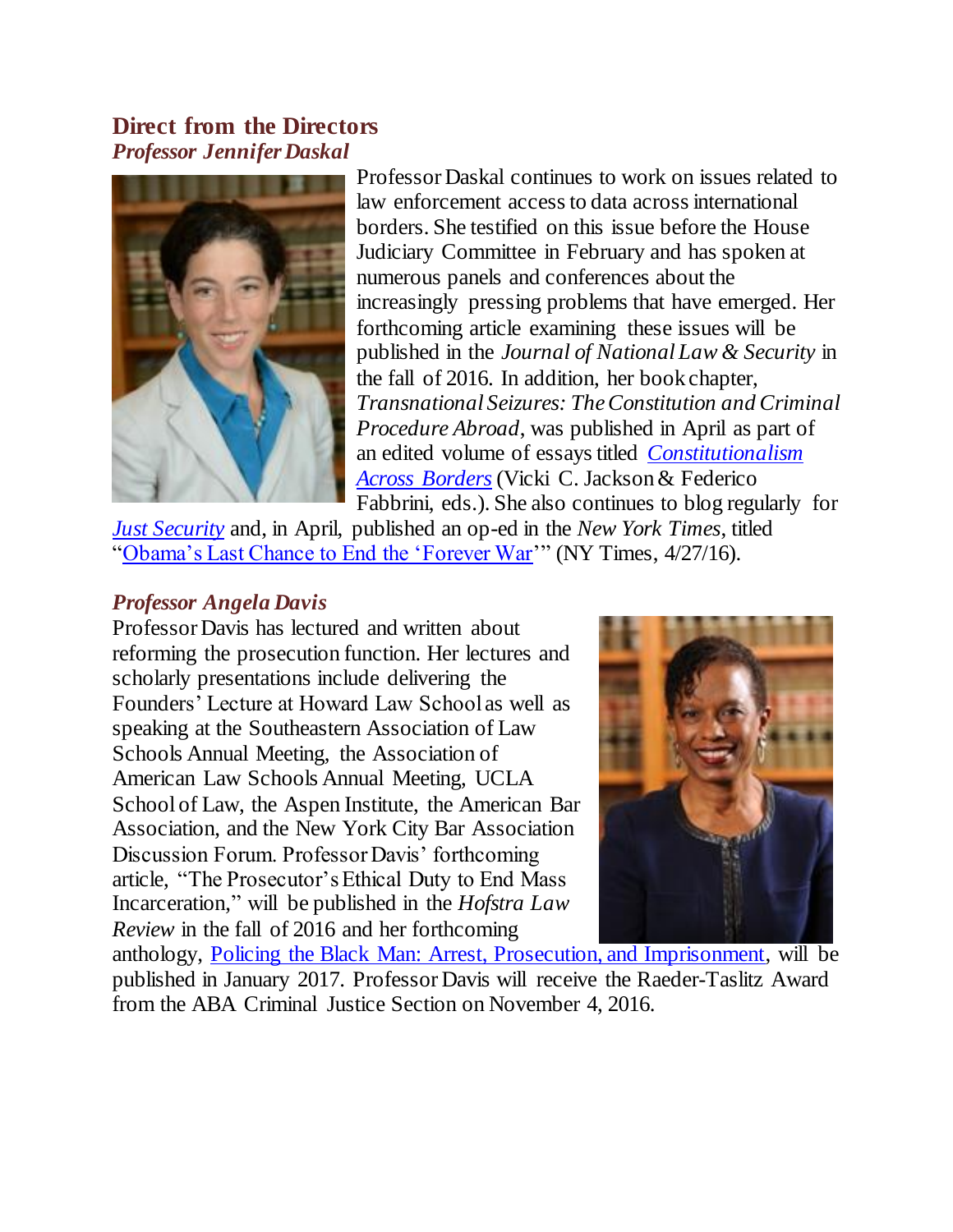## Direct from the Directors

### *Professor Jennifer Daskal*

Professor Daskal continues to work on issues related to law enforcement access to data across international borders. She testified on this issue before the House Judiciary Committee in February and has spoken at numerous panels and conferences about the increasingly pressing problems that have emerged. Her forthcoming article examining these issues will be published in the *Journal of National Law & Security* in the fall of 2016. In addition, her book chapter, *Transnational Seizures: The Constitution and Criminal Procedure Abroad*, was published in April as part of an edited volume of essays titled *Constitutionalism Across Borders* (Vicki C. Jackson & Federico Fabbrini, eds.). She also continues to blog regularly for *Just Security* and, in April, published an op-ed in the *New York Times*, titled "Obama's Last Chance to End the 'Forever War'" (NY Times, 4/27/16).

### *Professor Angela Davis*

Professor Davis has lectured and written about reforming the prosecution function. Her lectures and scholarly presentations include delivering the Founders' Lecture at Howard Law School as well as speaking at the Southeastern Association of Law Schools Annual Meeting, the Association of American Law Schools Annual Meeting, UCLA School of Law, the Aspen Institute, the American Bar Association, and the New York City Bar Association Discussion Forum. Professor Davis' forthcoming article, "The Prosecutor's Ethical Duty to End Mass Incarceration," will be published in the *Hofstra Law Review* in the fall of 2016 and her forthcoming anthology, Policing the Black Man: Arrest, Prosecution, and Imprisonment, will be published in January 2017. Professor Davis will receive the Raeder-Taslitz Award from the ABA Criminal Justice Section on November 4, 2016.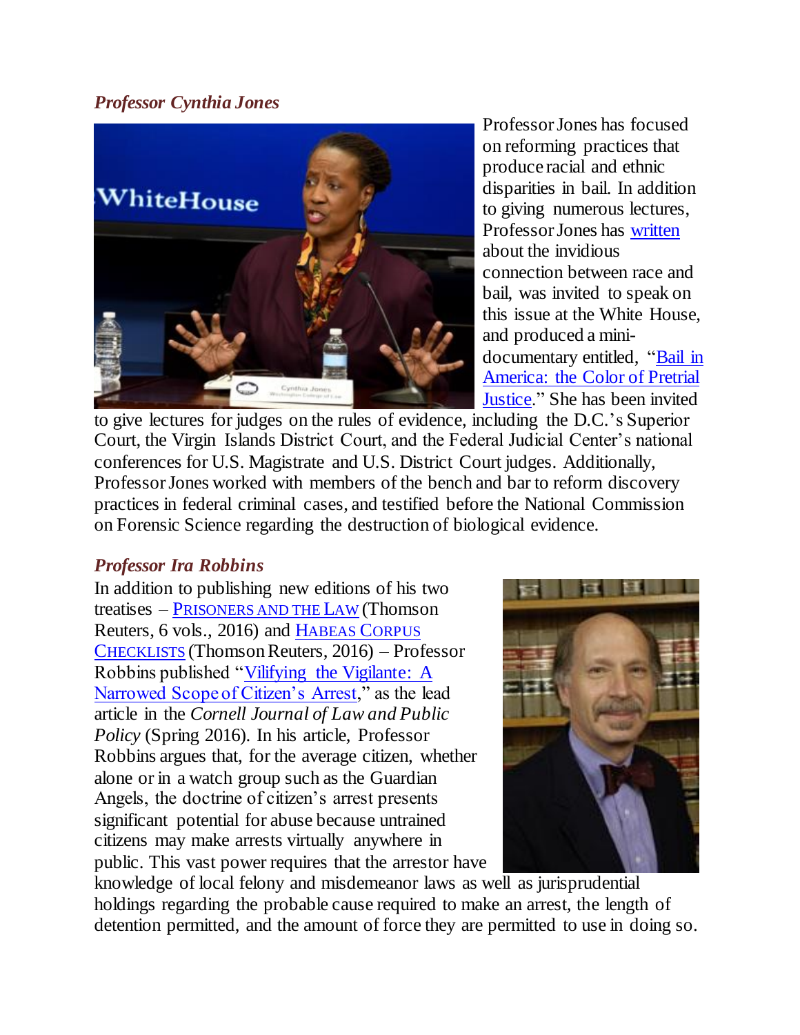### *Professor Cynthia Jones*

Professor Jones has focused on reforming practices that produce racial and ethnic disparities in bail. In addition to giving numerous lectures, Professor Jones has written about the invidious connection between race and bail, was invited to speak on this issue at the White House, and produced a mini-documentary entitled, "Bail in America: the Color of Pretrial Justice." She has been invited to give lectures for judges on the rules of evidence, including the D.C.'s Superior Court, the Virgin Islands District Court, and the Federal Judicial Center's national conferences for U.S. Magistrate and U.S. District Court judges. Additionally, Professor Jones worked with members of the bench and bar to reform discovery practices in federal criminal cases, and testified before the National Commission on Forensic Science regarding the destruction of biological evidence.

### *Professor Ira Robbins*

In addition to publishing new editions of his two treatises – PRISONERS AND THE LAW (Thomson Reuters, 6 vols., 2016) and HABEAS CORPUS CHECKLISTS (Thomson Reuters, 2016) – Professor Robbins published "Vilifying the Vigilante: A Narrowed Scope of Citizen's Arrest," as the lead article in the *Cornell Journal of Law and Public Policy* (Spring 2016). In his article, Professor Robbins argues that, for the average citizen, whether alone or in a watch group such as the Guardian Angels, the doctrine of citizen's arrest presents significant potential for abuse because untrained citizens may make arrests virtually anywhere in public. This vast power requires that the arrestor have knowledge of local felony and misdemeanor laws as well as jurisprudential holdings regarding the probable cause required to make an arrest, the length of detention permitted, and the amount of force they are permitted to use in doing so.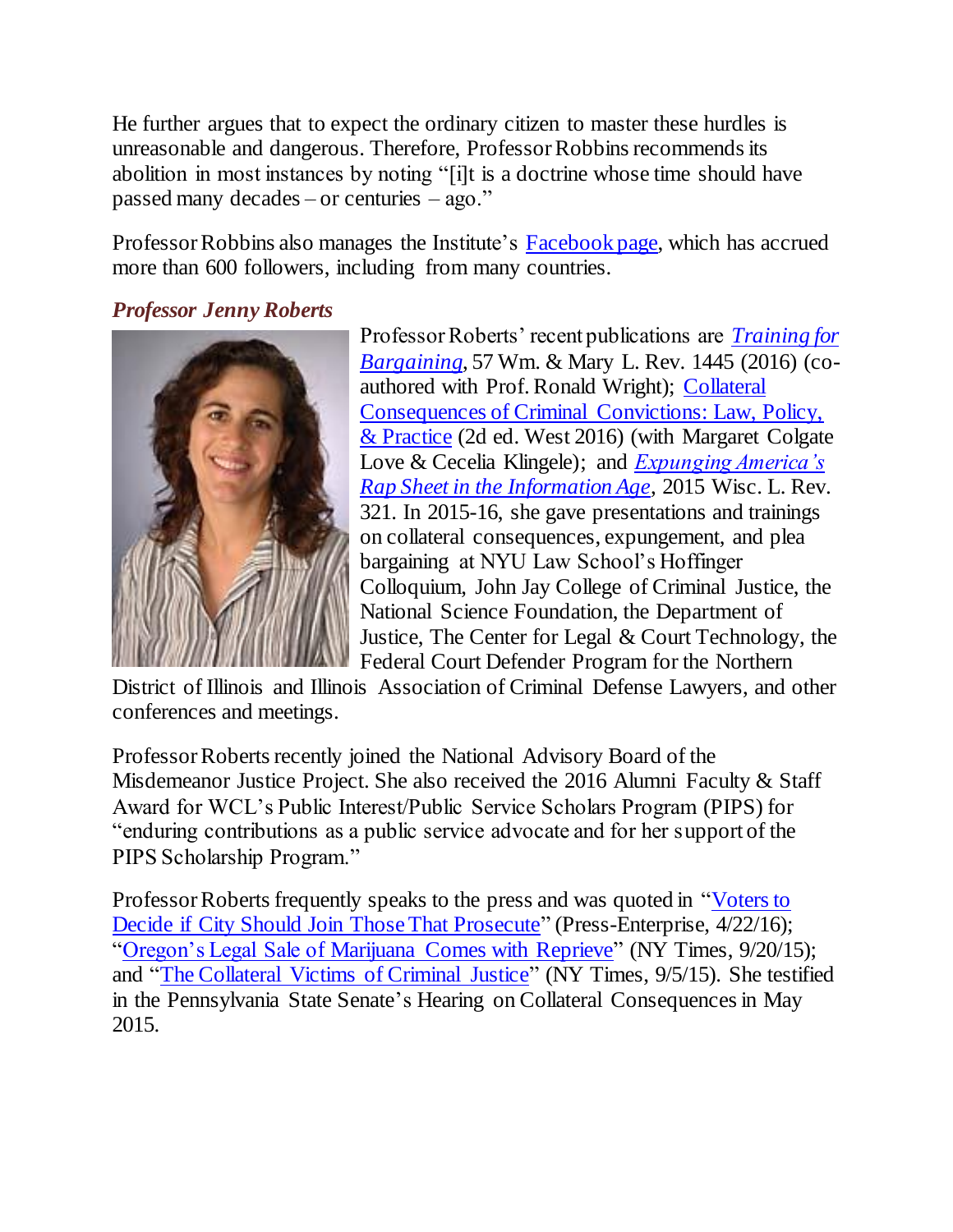He further argues that to expect the ordinary citizen to master these hurdles is unreasonable and dangerous. Therefore, Professor Robbins recommends its abolition in most instances by noting "[i]t is a doctrine whose time should have passed many decades – or centuries – ago."

Professor Robbins also manages the Institute's Facebook page, which has accrued more than 600 followers, including from many countries.

### *Professor Jenny Roberts*

Professor Roberts' recent publications are *Training for Bargaining*, 57 Wm. & Mary L. Rev. 1445 (2016) (co-authored with Prof. Ronald Wright); Collateral Consequences of Criminal Convictions: Law, Policy, & Practice (2d ed. West 2016) (with Margaret Colgate Love & Cecelia Klingele); and *Expunging America's Rap Sheet in the Information Age*, 2015 Wisc. L. Rev. 321. In 2015-16, she gave presentations and trainings on collateral consequences, expungement, and plea bargaining at NYU Law School's Hoffinger Colloquium, John Jay College of Criminal Justice, the National Science Foundation, the Department of Justice, The Center for Legal & Court Technology, the Federal Court Defender Program for the Northern District of Illinois and Illinois Association of Criminal Defense Lawyers, and other conferences and meetings.

Professor Roberts recently joined the National Advisory Board of the Misdemeanor Justice Project. She also received the 2016 Alumni Faculty & Staff Award for WCL's Public Interest/Public Service Scholars Program (PIPS) for "enduring contributions as a public service advocate and for her support of the PIPS Scholarship Program."

Professor Roberts frequently speaks to the press and was quoted in "Voters to Decide if City Should Join Those That Prosecute" (Press-Enterprise, 4/22/16); "Oregon's Legal Sale of Marijuana Comes with Reprieve" (NY Times, 9/20/15); and "The Collateral Victims of Criminal Justice" (NY Times, 9/5/15). She testified in the Pennsylvania State Senate's Hearing on Collateral Consequences in May 2015.